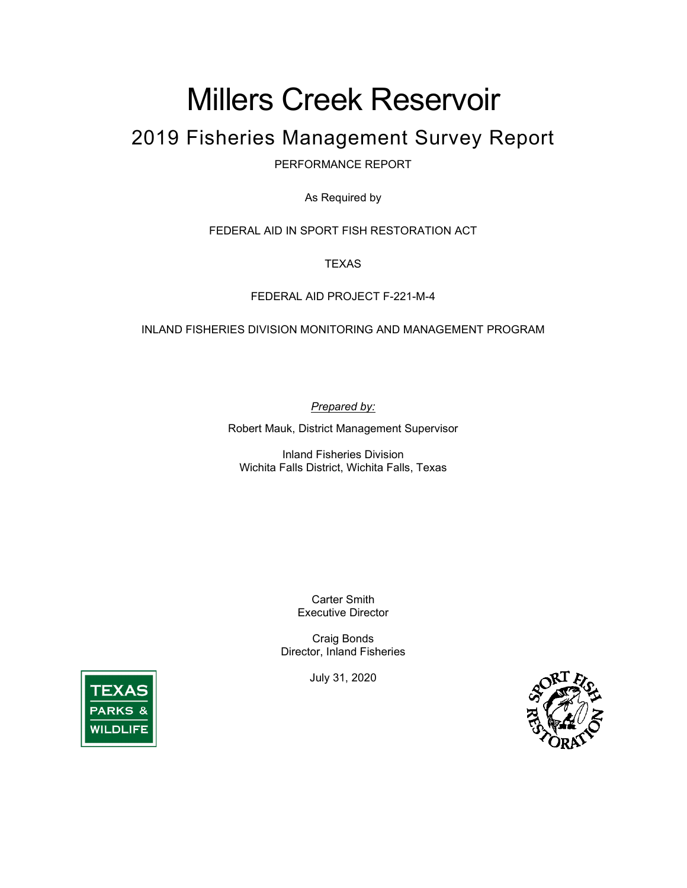# Millers Creek Reservoir

## 2019 Fisheries Management Survey Report

PERFORMANCE REPORT

As Required by

FEDERAL AID IN SPORT FISH RESTORATION ACT

TEXAS

FEDERAL AID PROJECT F-221-M-4

INLAND FISHERIES DIVISION MONITORING AND MANAGEMENT PROGRAM

*Prepared by:*

Robert Mauk, District Management Supervisor

Inland Fisheries Division
Wichita Falls District, Wichita Falls, Texas

Carter Smith
Executive Director

Craig Bonds
Director, Inland Fisheries

July 31, 2020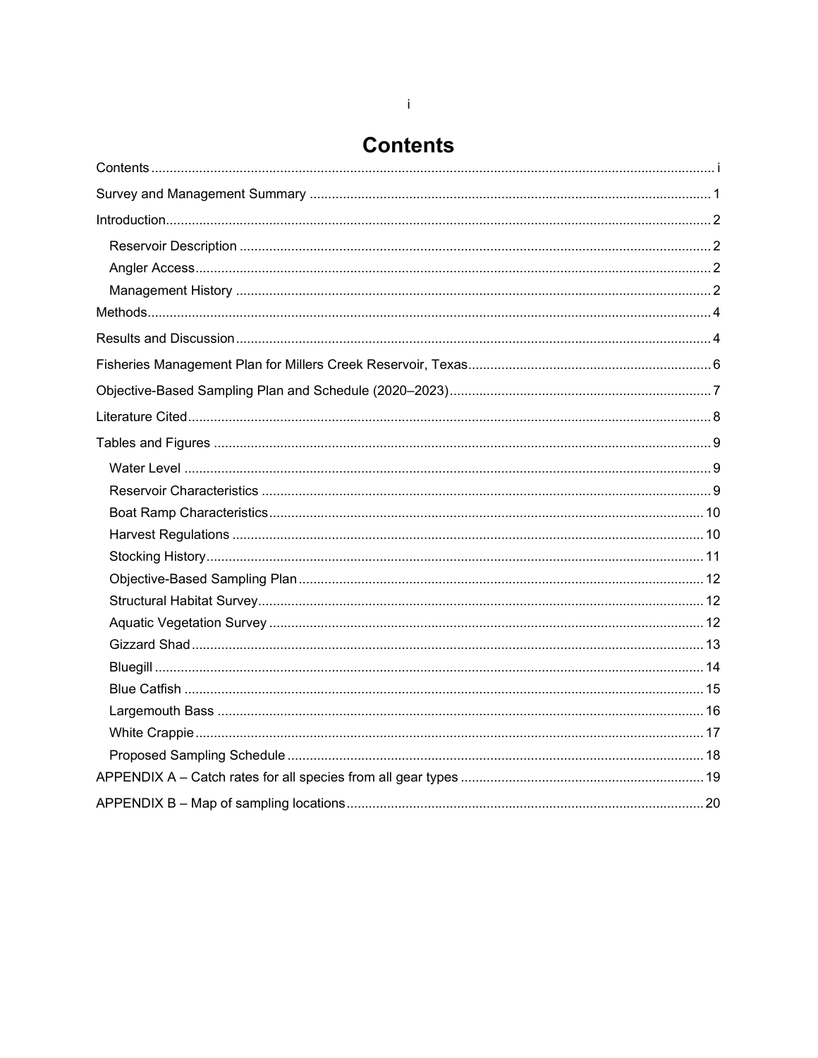# Contents

Contents ..... i

Survey and Management Summary ..... 1

Introduction ..... 2

- Reservoir Description ..... 2
- Angler Access ..... 2
- Management History ..... 2

Methods ..... 4

Results and Discussion ..... 4

Fisheries Management Plan for Millers Creek Reservoir, Texas ..... 6

Objective-Based Sampling Plan and Schedule (2020–2023) ..... 7

Literature Cited ..... 8

Tables and Figures ..... 9

- Water Level ..... 9
- Reservoir Characteristics ..... 9
- Boat Ramp Characteristics ..... 10
- Harvest Regulations ..... 10
- Stocking History ..... 11
- Objective-Based Sampling Plan ..... 12
- Structural Habitat Survey ..... 12
- Aquatic Vegetation Survey ..... 12
- Gizzard Shad ..... 13
- Bluegill ..... 14
- Blue Catfish ..... 15
- Largemouth Bass ..... 16
- White Crappie ..... 17
- Proposed Sampling Schedule ..... 18

APPENDIX A – Catch rates for all species from all gear types ..... 19

APPENDIX B – Map of sampling locations ..... 20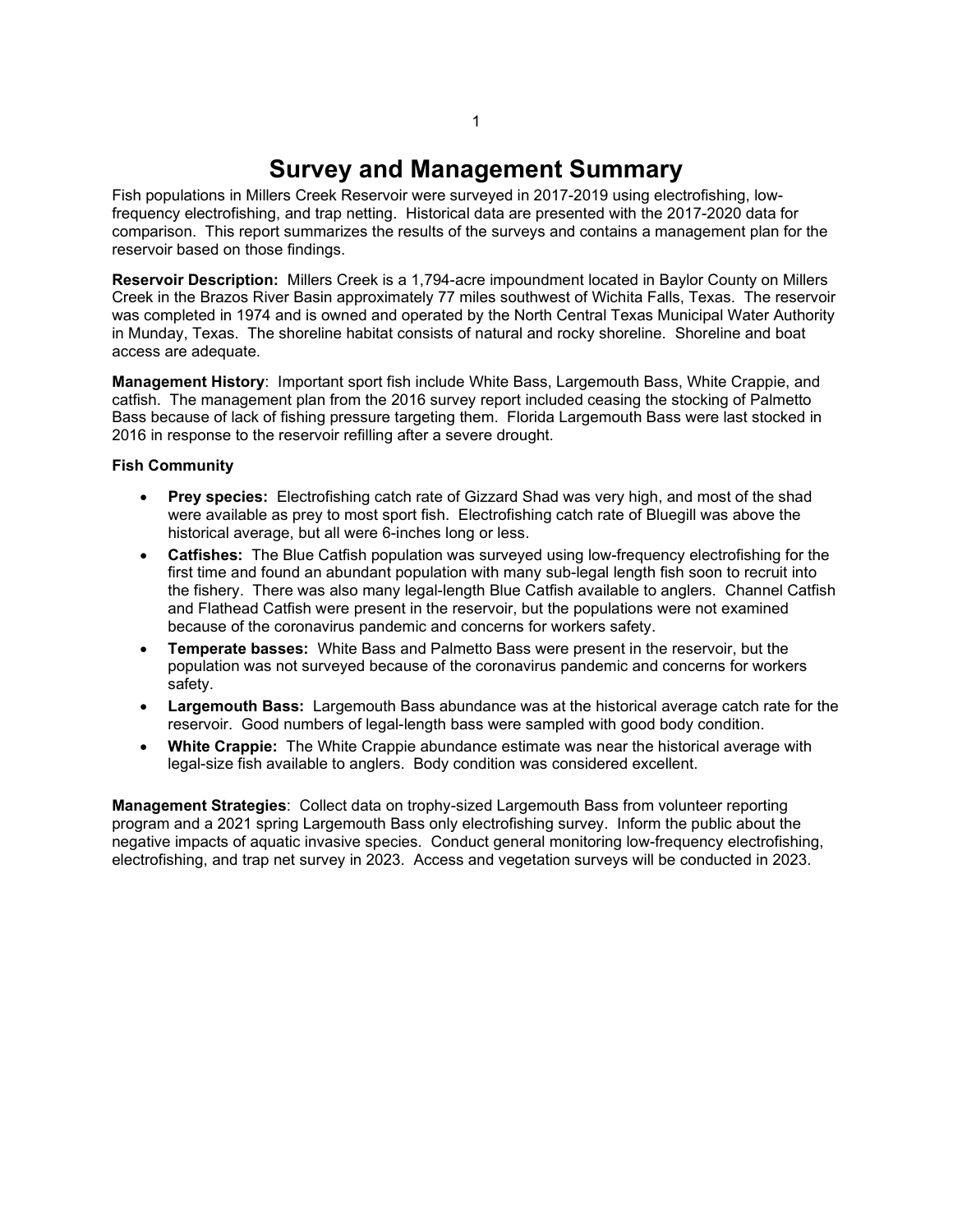# Survey and Management Summary

Fish populations in Millers Creek Reservoir were surveyed in 2017-2019 using electrofishing, low-frequency electrofishing, and trap netting. Historical data are presented with the 2017-2020 data for comparison. This report summarizes the results of the surveys and contains a management plan for the reservoir based on those findings.

**Reservoir Description:** Millers Creek is a 1,794-acre impoundment located in Baylor County on Millers Creek in the Brazos River Basin approximately 77 miles southwest of Wichita Falls, Texas. The reservoir was completed in 1974 and is owned and operated by the North Central Texas Municipal Water Authority in Munday, Texas. The shoreline habitat consists of natural and rocky shoreline. Shoreline and boat access are adequate.

**Management History**: Important sport fish include White Bass, Largemouth Bass, White Crappie, and catfish. The management plan from the 2016 survey report included ceasing the stocking of Palmetto Bass because of lack of fishing pressure targeting them. Florida Largemouth Bass were last stocked in 2016 in response to the reservoir refilling after a severe drought.

**Fish Community**

- **Prey species:** Electrofishing catch rate of Gizzard Shad was very high, and most of the shad were available as prey to most sport fish. Electrofishing catch rate of Bluegill was above the historical average, but all were 6-inches long or less.
- **Catfishes:** The Blue Catfish population was surveyed using low-frequency electrofishing for the first time and found an abundant population with many sub-legal length fish soon to recruit into the fishery. There was also many legal-length Blue Catfish available to anglers. Channel Catfish and Flathead Catfish were present in the reservoir, but the populations were not examined because of the coronavirus pandemic and concerns for workers safety.
- **Temperate basses:** White Bass and Palmetto Bass were present in the reservoir, but the population was not surveyed because of the coronavirus pandemic and concerns for workers safety.
- **Largemouth Bass:** Largemouth Bass abundance was at the historical average catch rate for the reservoir. Good numbers of legal-length bass were sampled with good body condition.
- **White Crappie:** The White Crappie abundance estimate was near the historical average with legal-size fish available to anglers. Body condition was considered excellent.

**Management Strategies**: Collect data on trophy-sized Largemouth Bass from volunteer reporting program and a 2021 spring Largemouth Bass only electrofishing survey. Inform the public about the negative impacts of aquatic invasive species. Conduct general monitoring low-frequency electrofishing, electrofishing, and trap net survey in 2023. Access and vegetation surveys will be conducted in 2023.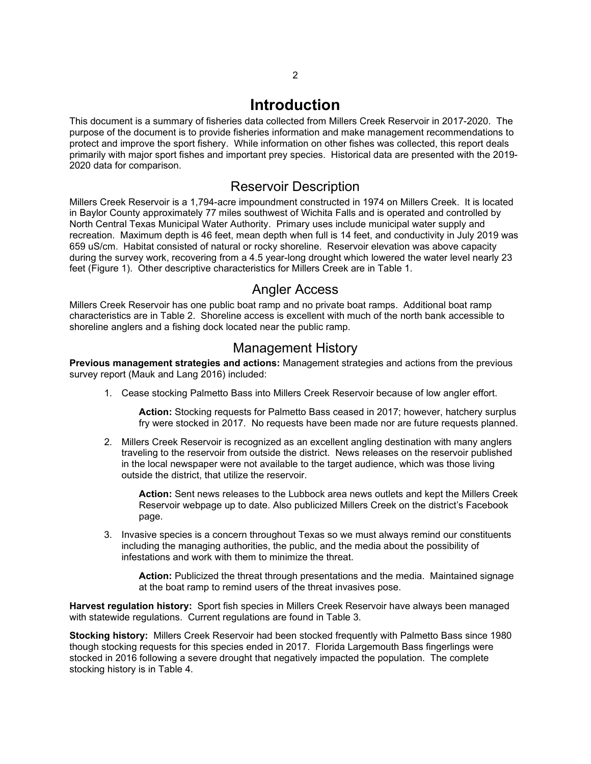# Introduction

This document is a summary of fisheries data collected from Millers Creek Reservoir in 2017-2020. The purpose of the document is to provide fisheries information and make management recommendations to protect and improve the sport fishery. While information on other fishes was collected, this report deals primarily with major sport fishes and important prey species. Historical data are presented with the 2019-2020 data for comparison.

## Reservoir Description

Millers Creek Reservoir is a 1,794-acre impoundment constructed in 1974 on Millers Creek. It is located in Baylor County approximately 77 miles southwest of Wichita Falls and is operated and controlled by North Central Texas Municipal Water Authority. Primary uses include municipal water supply and recreation. Maximum depth is 46 feet, mean depth when full is 14 feet, and conductivity in July 2019 was 659 uS/cm. Habitat consisted of natural or rocky shoreline. Reservoir elevation was above capacity during the survey work, recovering from a 4.5 year-long drought which lowered the water level nearly 23 feet (Figure 1). Other descriptive characteristics for Millers Creek are in Table 1.

## Angler Access

Millers Creek Reservoir has one public boat ramp and no private boat ramps. Additional boat ramp characteristics are in Table 2. Shoreline access is excellent with much of the north bank accessible to shoreline anglers and a fishing dock located near the public ramp.

## Management History

**Previous management strategies and actions:** Management strategies and actions from the previous survey report (Mauk and Lang 2016) included:

1. Cease stocking Palmetto Bass into Millers Creek Reservoir because of low angler effort.

   **Action:** Stocking requests for Palmetto Bass ceased in 2017; however, hatchery surplus fry were stocked in 2017. No requests have been made nor are future requests planned.

2. Millers Creek Reservoir is recognized as an excellent angling destination with many anglers traveling to the reservoir from outside the district. News releases on the reservoir published in the local newspaper were not available to the target audience, which was those living outside the district, that utilize the reservoir.

   **Action:** Sent news releases to the Lubbock area news outlets and kept the Millers Creek Reservoir webpage up to date. Also publicized Millers Creek on the district's Facebook page.

3. Invasive species is a concern throughout Texas so we must always remind our constituents including the managing authorities, the public, and the media about the possibility of infestations and work with them to minimize the threat.

   **Action:** Publicized the threat through presentations and the media. Maintained signage at the boat ramp to remind users of the threat invasives pose.

**Harvest regulation history:** Sport fish species in Millers Creek Reservoir have always been managed with statewide regulations. Current regulations are found in Table 3.

**Stocking history:** Millers Creek Reservoir had been stocked frequently with Palmetto Bass since 1980 though stocking requests for this species ended in 2017. Florida Largemouth Bass fingerlings were stocked in 2016 following a severe drought that negatively impacted the population. The complete stocking history is in Table 4.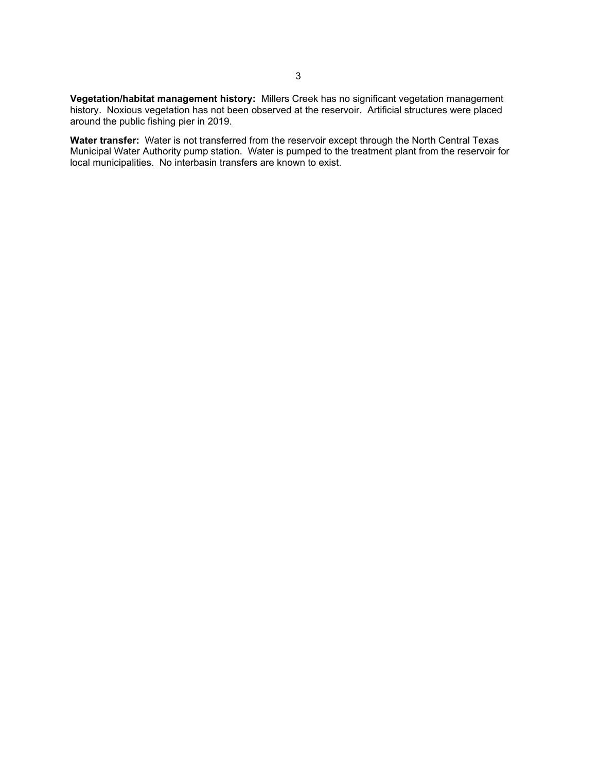**Vegetation/habitat management history:** Millers Creek has no significant vegetation management history. Noxious vegetation has not been observed at the reservoir. Artificial structures were placed around the public fishing pier in 2019.

**Water transfer:** Water is not transferred from the reservoir except through the North Central Texas Municipal Water Authority pump station. Water is pumped to the treatment plant from the reservoir for local municipalities. No interbasin transfers are known to exist.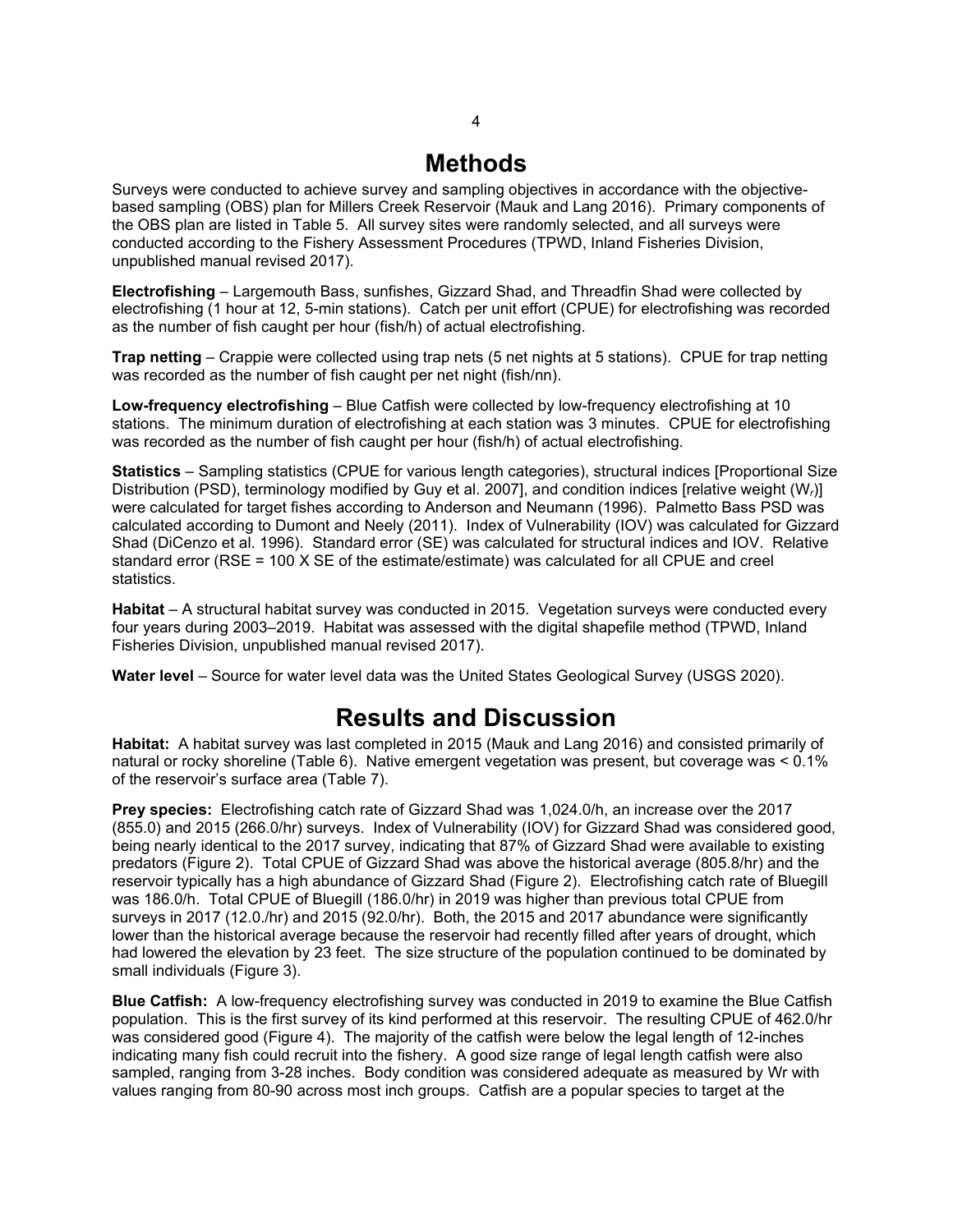# Methods

Surveys were conducted to achieve survey and sampling objectives in accordance with the objective-based sampling (OBS) plan for Millers Creek Reservoir (Mauk and Lang 2016). Primary components of the OBS plan are listed in Table 5. All survey sites were randomly selected, and all surveys were conducted according to the Fishery Assessment Procedures (TPWD, Inland Fisheries Division, unpublished manual revised 2017).

**Electrofishing** – Largemouth Bass, sunfishes, Gizzard Shad, and Threadfin Shad were collected by electrofishing (1 hour at 12, 5-min stations). Catch per unit effort (CPUE) for electrofishing was recorded as the number of fish caught per hour (fish/h) of actual electrofishing.

**Trap netting** – Crappie were collected using trap nets (5 net nights at 5 stations). CPUE for trap netting was recorded as the number of fish caught per net night (fish/nn).

**Low-frequency electrofishing** – Blue Catfish were collected by low-frequency electrofishing at 10 stations. The minimum duration of electrofishing at each station was 3 minutes. CPUE for electrofishing was recorded as the number of fish caught per hour (fish/h) of actual electrofishing.

**Statistics** – Sampling statistics (CPUE for various length categories), structural indices [Proportional Size Distribution (PSD), terminology modified by Guy et al. 2007], and condition indices [relative weight ($W_r$)] were calculated for target fishes according to Anderson and Neumann (1996). Palmetto Bass PSD was calculated according to Dumont and Neely (2011). Index of Vulnerability (IOV) was calculated for Gizzard Shad (DiCenzo et al. 1996). Standard error (SE) was calculated for structural indices and IOV. Relative standard error (RSE = 100 X SE of the estimate/estimate) was calculated for all CPUE and creel statistics.

**Habitat** – A structural habitat survey was conducted in 2015. Vegetation surveys were conducted every four years during 2003–2019. Habitat was assessed with the digital shapefile method (TPWD, Inland Fisheries Division, unpublished manual revised 2017).

**Water level** – Source for water level data was the United States Geological Survey (USGS 2020).

# Results and Discussion

**Habitat:** A habitat survey was last completed in 2015 (Mauk and Lang 2016) and consisted primarily of natural or rocky shoreline (Table 6). Native emergent vegetation was present, but coverage was < 0.1% of the reservoir's surface area (Table 7).

**Prey species:** Electrofishing catch rate of Gizzard Shad was 1,024.0/h, an increase over the 2017 (855.0) and 2015 (266.0/hr) surveys. Index of Vulnerability (IOV) for Gizzard Shad was considered good, being nearly identical to the 2017 survey, indicating that 87% of Gizzard Shad were available to existing predators (Figure 2). Total CPUE of Gizzard Shad was above the historical average (805.8/hr) and the reservoir typically has a high abundance of Gizzard Shad (Figure 2). Electrofishing catch rate of Bluegill was 186.0/h. Total CPUE of Bluegill (186.0/hr) in 2019 was higher than previous total CPUE from surveys in 2017 (12.0./hr) and 2015 (92.0/hr). Both, the 2015 and 2017 abundance were significantly lower than the historical average because the reservoir had recently filled after years of drought, which had lowered the elevation by 23 feet. The size structure of the population continued to be dominated by small individuals (Figure 3).

**Blue Catfish:** A low-frequency electrofishing survey was conducted in 2019 to examine the Blue Catfish population. This is the first survey of its kind performed at this reservoir. The resulting CPUE of 462.0/hr was considered good (Figure 4). The majority of the catfish were below the legal length of 12-inches indicating many fish could recruit into the fishery. A good size range of legal length catfish were also sampled, ranging from 3-28 inches. Body condition was considered adequate as measured by Wr with values ranging from 80-90 across most inch groups. Catfish are a popular species to target at the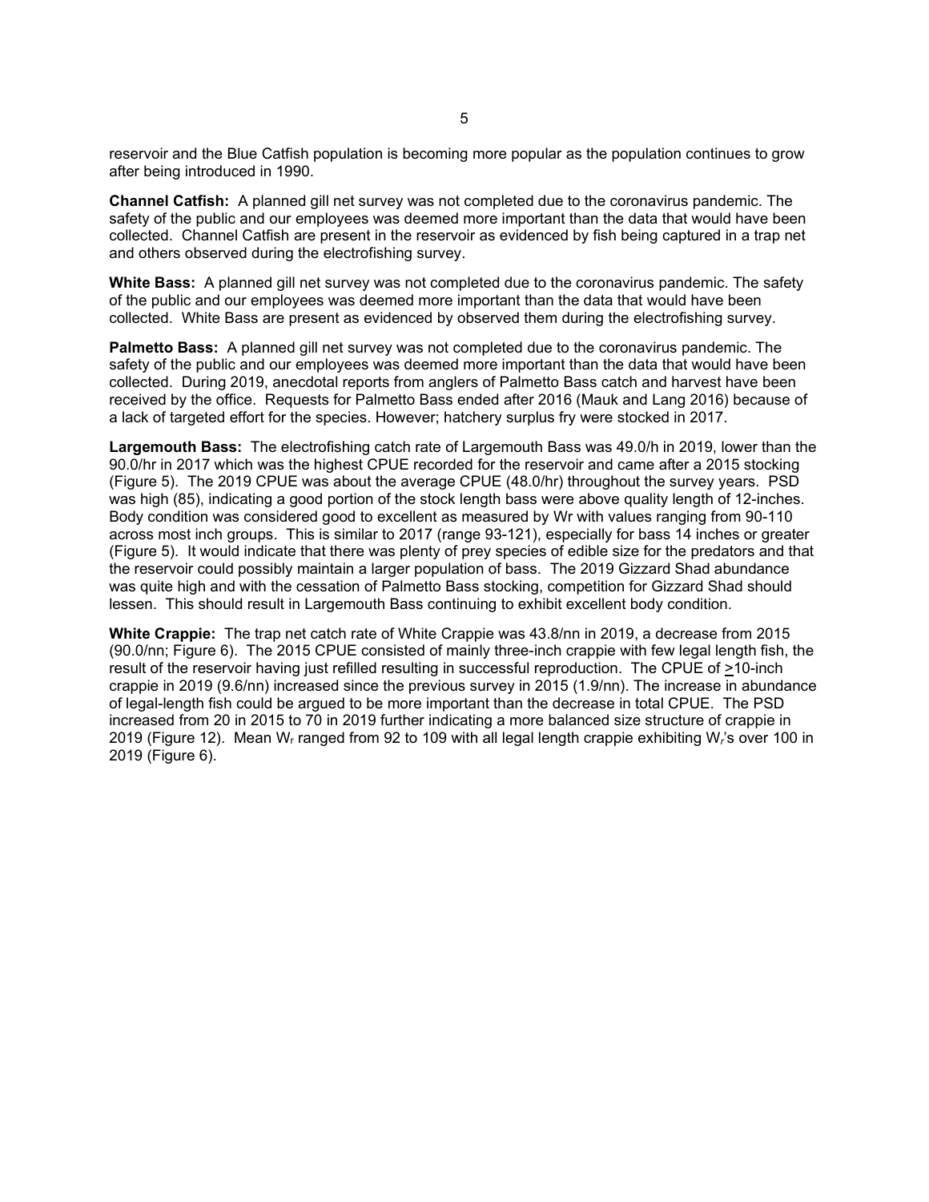reservoir and the Blue Catfish population is becoming more popular as the population continues to grow after being introduced in 1990.

**Channel Catfish:** A planned gill net survey was not completed due to the coronavirus pandemic. The safety of the public and our employees was deemed more important than the data that would have been collected. Channel Catfish are present in the reservoir as evidenced by fish being captured in a trap net and others observed during the electrofishing survey.

**White Bass:** A planned gill net survey was not completed due to the coronavirus pandemic. The safety of the public and our employees was deemed more important than the data that would have been collected. White Bass are present as evidenced by observed them during the electrofishing survey.

**Palmetto Bass:** A planned gill net survey was not completed due to the coronavirus pandemic. The safety of the public and our employees was deemed more important than the data that would have been collected. During 2019, anecdotal reports from anglers of Palmetto Bass catch and harvest have been received by the office. Requests for Palmetto Bass ended after 2016 (Mauk and Lang 2016) because of a lack of targeted effort for the species. However; hatchery surplus fry were stocked in 2017.

**Largemouth Bass:** The electrofishing catch rate of Largemouth Bass was 49.0/h in 2019, lower than the 90.0/hr in 2017 which was the highest CPUE recorded for the reservoir and came after a 2015 stocking (Figure 5). The 2019 CPUE was about the average CPUE (48.0/hr) throughout the survey years. PSD was high (85), indicating a good portion of the stock length bass were above quality length of 12-inches. Body condition was considered good to excellent as measured by Wr with values ranging from 90-110 across most inch groups. This is similar to 2017 (range 93-121), especially for bass 14 inches or greater (Figure 5). It would indicate that there was plenty of prey species of edible size for the predators and that the reservoir could possibly maintain a larger population of bass. The 2019 Gizzard Shad abundance was quite high and with the cessation of Palmetto Bass stocking, competition for Gizzard Shad should lessen. This should result in Largemouth Bass continuing to exhibit excellent body condition.

**White Crappie:** The trap net catch rate of White Crappie was 43.8/nn in 2019, a decrease from 2015 (90.0/nn; Figure 6). The 2015 CPUE consisted of mainly three-inch crappie with few legal length fish, the result of the reservoir having just refilled resulting in successful reproduction. The CPUE of ≥10-inch crappie in 2019 (9.6/nn) increased since the previous survey in 2015 (1.9/nn). The increase in abundance of legal-length fish could be argued to be more important than the decrease in total CPUE. The PSD increased from 20 in 2015 to 70 in 2019 further indicating a more balanced size structure of crappie in 2019 (Figure 12). Mean $W_r$ ranged from 92 to 109 with all legal length crappie exhibiting $W_r$'s over 100 in 2019 (Figure 6).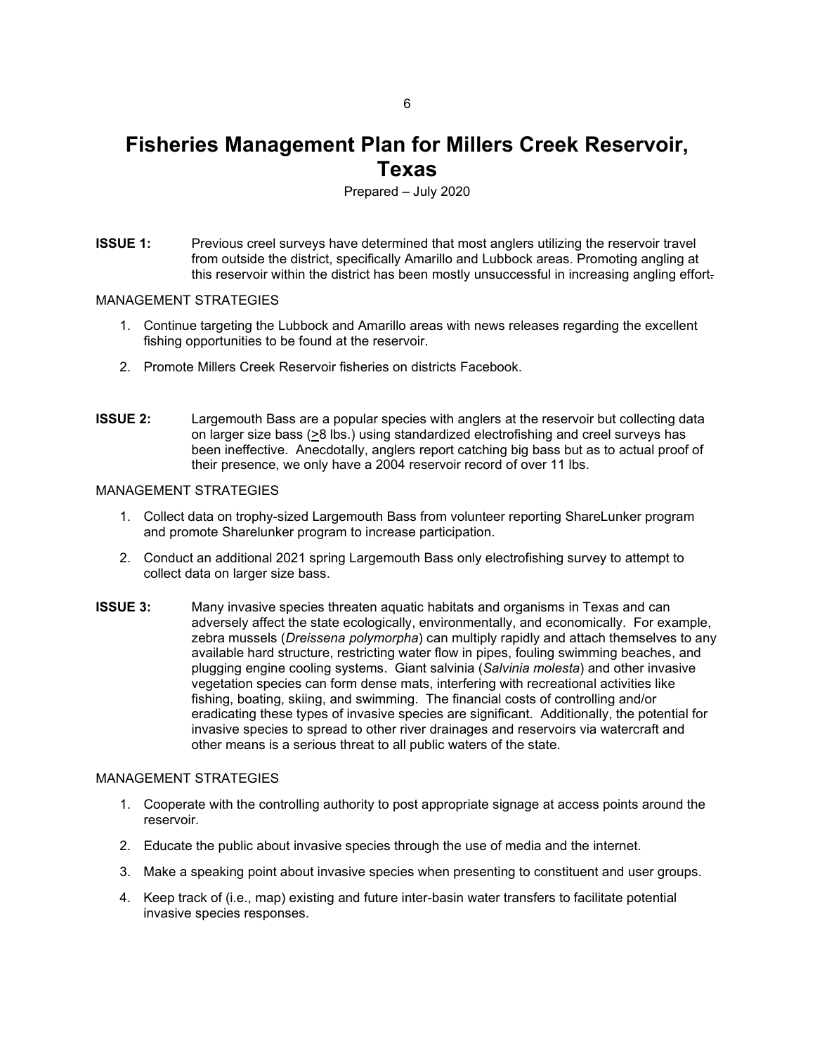# Fisheries Management Plan for Millers Creek Reservoir, Texas

Prepared – July 2020

**ISSUE 1:** Previous creel surveys have determined that most anglers utilizing the reservoir travel from outside the district, specifically Amarillo and Lubbock areas. Promoting angling at this reservoir within the district has been mostly unsuccessful in increasing angling effort.

MANAGEMENT STRATEGIES

1. Continue targeting the Lubbock and Amarillo areas with news releases regarding the excellent fishing opportunities to be found at the reservoir.
2. Promote Millers Creek Reservoir fisheries on districts Facebook.

**ISSUE 2:** Largemouth Bass are a popular species with anglers at the reservoir but collecting data on larger size bass (≥8 lbs.) using standardized electrofishing and creel surveys has been ineffective. Anecdotally, anglers report catching big bass but as to actual proof of their presence, we only have a 2004 reservoir record of over 11 lbs.

MANAGEMENT STRATEGIES

1. Collect data on trophy-sized Largemouth Bass from volunteer reporting ShareLunker program and promote Sharelunker program to increase participation.
2. Conduct an additional 2021 spring Largemouth Bass only electrofishing survey to attempt to collect data on larger size bass.

**ISSUE 3:** Many invasive species threaten aquatic habitats and organisms in Texas and can adversely affect the state ecologically, environmentally, and economically. For example, zebra mussels (*Dreissena polymorpha*) can multiply rapidly and attach themselves to any available hard structure, restricting water flow in pipes, fouling swimming beaches, and plugging engine cooling systems. Giant salvinia (*Salvinia molesta*) and other invasive vegetation species can form dense mats, interfering with recreational activities like fishing, boating, skiing, and swimming. The financial costs of controlling and/or eradicating these types of invasive species are significant. Additionally, the potential for invasive species to spread to other river drainages and reservoirs via watercraft and other means is a serious threat to all public waters of the state.

MANAGEMENT STRATEGIES

1. Cooperate with the controlling authority to post appropriate signage at access points around the reservoir.
2. Educate the public about invasive species through the use of media and the internet.
3. Make a speaking point about invasive species when presenting to constituent and user groups.
4. Keep track of (i.e., map) existing and future inter-basin water transfers to facilitate potential invasive species responses.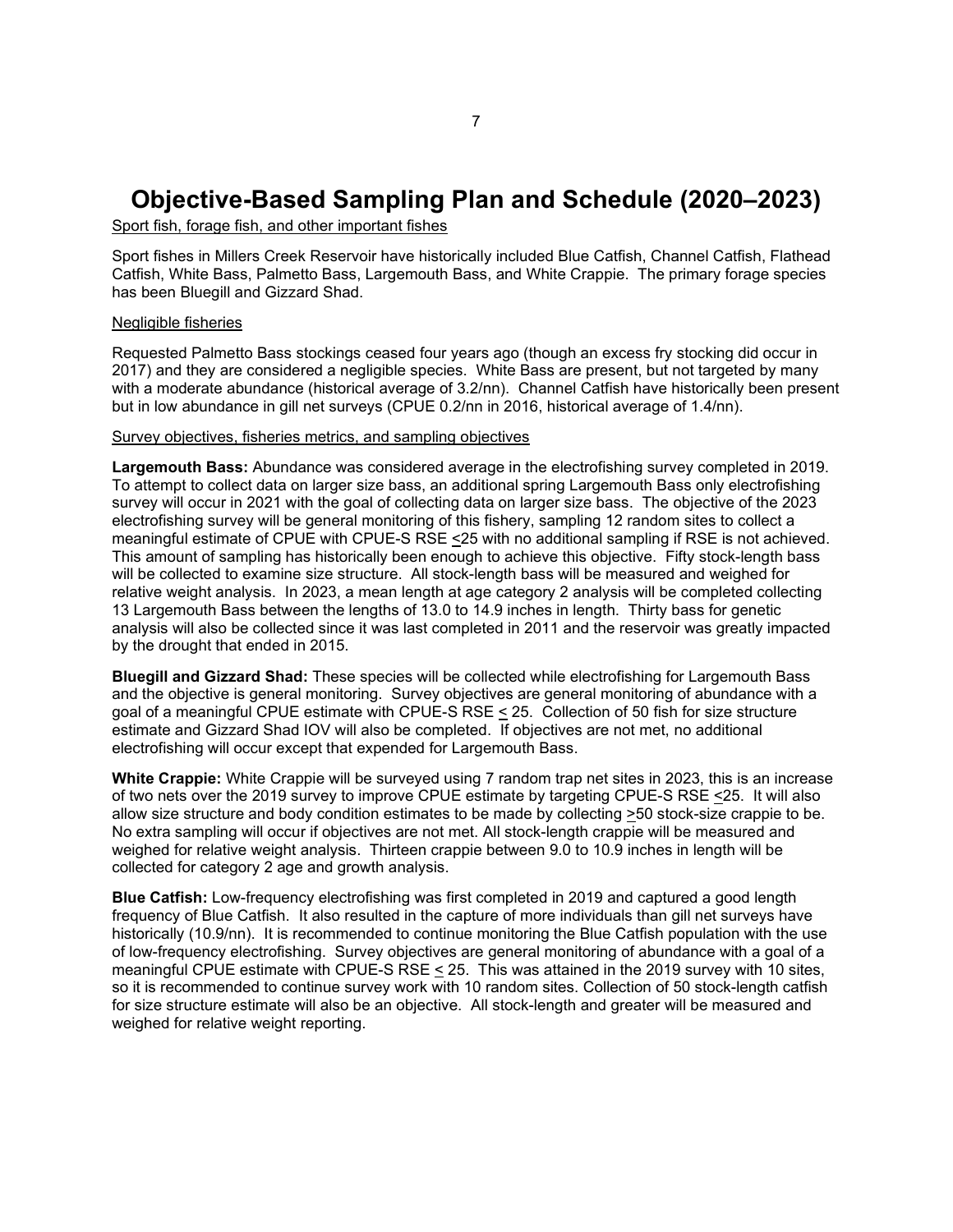# Objective-Based Sampling Plan and Schedule (2020–2023)

Sport fish, forage fish, and other important fishes

Sport fishes in Millers Creek Reservoir have historically included Blue Catfish, Channel Catfish, Flathead Catfish, White Bass, Palmetto Bass, Largemouth Bass, and White Crappie. The primary forage species has been Bluegill and Gizzard Shad.

Negligible fisheries

Requested Palmetto Bass stockings ceased four years ago (though an excess fry stocking did occur in 2017) and they are considered a negligible species. White Bass are present, but not targeted by many with a moderate abundance (historical average of 3.2/nn). Channel Catfish have historically been present but in low abundance in gill net surveys (CPUE 0.2/nn in 2016, historical average of 1.4/nn).

Survey objectives, fisheries metrics, and sampling objectives

**Largemouth Bass:** Abundance was considered average in the electrofishing survey completed in 2019. To attempt to collect data on larger size bass, an additional spring Largemouth Bass only electrofishing survey will occur in 2021 with the goal of collecting data on larger size bass. The objective of the 2023 electrofishing survey will be general monitoring of this fishery, sampling 12 random sites to collect a meaningful estimate of CPUE with CPUE-S RSE ≤25 with no additional sampling if RSE is not achieved. This amount of sampling has historically been enough to achieve this objective. Fifty stock-length bass will be collected to examine size structure. All stock-length bass will be measured and weighed for relative weight analysis. In 2023, a mean length at age category 2 analysis will be completed collecting 13 Largemouth Bass between the lengths of 13.0 to 14.9 inches in length. Thirty bass for genetic analysis will also be collected since it was last completed in 2011 and the reservoir was greatly impacted by the drought that ended in 2015.

**Bluegill and Gizzard Shad:** These species will be collected while electrofishing for Largemouth Bass and the objective is general monitoring. Survey objectives are general monitoring of abundance with a goal of a meaningful CPUE estimate with CPUE-S RSE ≤ 25. Collection of 50 fish for size structure estimate and Gizzard Shad IOV will also be completed. If objectives are not met, no additional electrofishing will occur except that expended for Largemouth Bass.

**White Crappie:** White Crappie will be surveyed using 7 random trap net sites in 2023, this is an increase of two nets over the 2019 survey to improve CPUE estimate by targeting CPUE-S RSE ≤25. It will also allow size structure and body condition estimates to be made by collecting ≥50 stock-size crappie to be. No extra sampling will occur if objectives are not met. All stock-length crappie will be measured and weighed for relative weight analysis. Thirteen crappie between 9.0 to 10.9 inches in length will be collected for category 2 age and growth analysis.

**Blue Catfish:** Low-frequency electrofishing was first completed in 2019 and captured a good length frequency of Blue Catfish. It also resulted in the capture of more individuals than gill net surveys have historically (10.9/nn). It is recommended to continue monitoring the Blue Catfish population with the use of low-frequency electrofishing. Survey objectives are general monitoring of abundance with a goal of a meaningful CPUE estimate with CPUE-S RSE ≤ 25. This was attained in the 2019 survey with 10 sites, so it is recommended to continue survey work with 10 random sites. Collection of 50 stock-length catfish for size structure estimate will also be an objective. All stock-length and greater will be measured and weighed for relative weight reporting.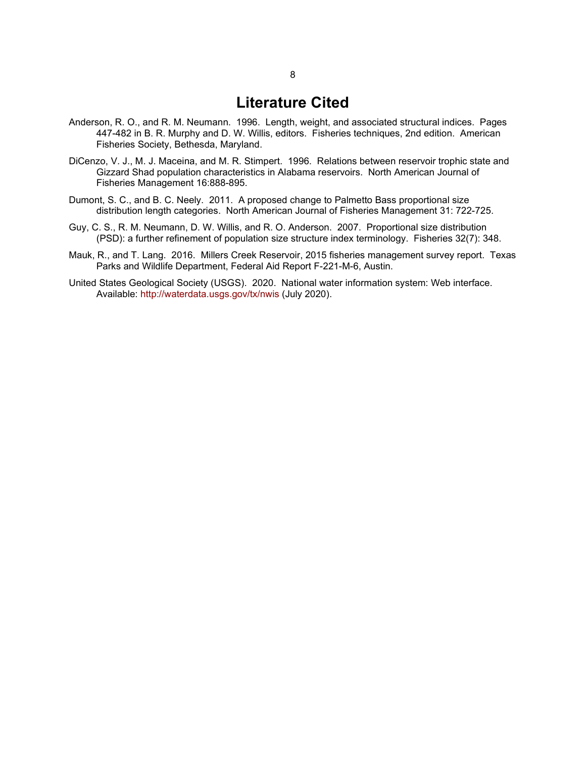# Literature Cited

Anderson, R. O., and R. M. Neumann. 1996. Length, weight, and associated structural indices. Pages 447-482 in B. R. Murphy and D. W. Willis, editors. Fisheries techniques, 2nd edition. American Fisheries Society, Bethesda, Maryland.

DiCenzo, V. J., M. J. Maceina, and M. R. Stimpert. 1996. Relations between reservoir trophic state and Gizzard Shad population characteristics in Alabama reservoirs. North American Journal of Fisheries Management 16:888-895.

Dumont, S. C., and B. C. Neely. 2011. A proposed change to Palmetto Bass proportional size distribution length categories. North American Journal of Fisheries Management 31: 722-725.

Guy, C. S., R. M. Neumann, D. W. Willis, and R. O. Anderson. 2007. Proportional size distribution (PSD): a further refinement of population size structure index terminology. Fisheries 32(7): 348.

Mauk, R., and T. Lang. 2016. Millers Creek Reservoir, 2015 fisheries management survey report. Texas Parks and Wildlife Department, Federal Aid Report F-221-M-6, Austin.

United States Geological Society (USGS). 2020. National water information system: Web interface. Available: http://waterdata.usgs.gov/tx/nwis (July 2020).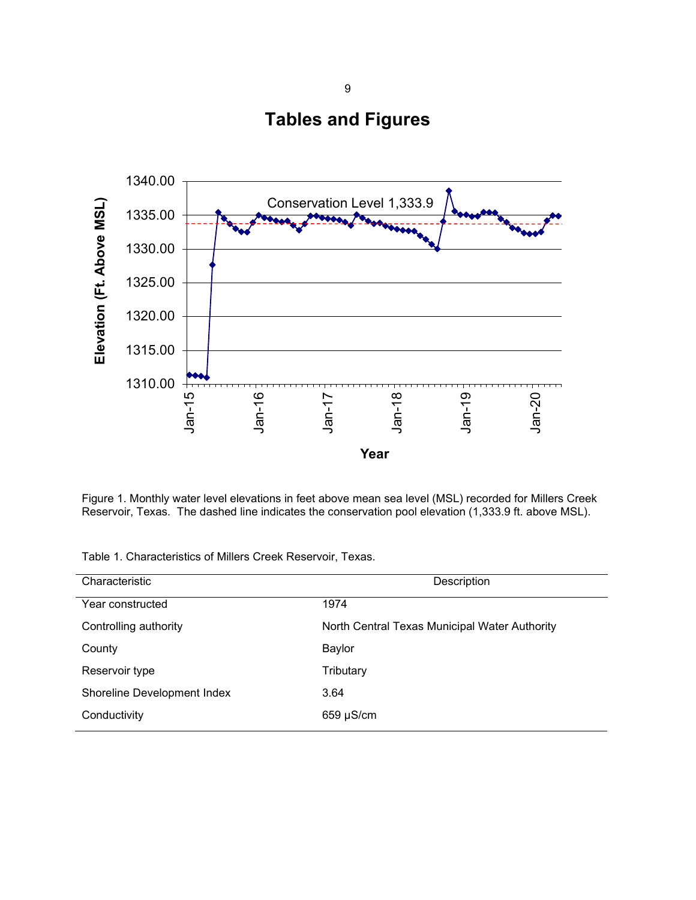# Tables and Figures

Figure 1. Monthly water level elevations in feet above mean sea level (MSL) recorded for Millers Creek Reservoir, Texas. The dashed line indicates the conservation pool elevation (1,333.9 ft. above MSL).

Table 1. Characteristics of Millers Creek Reservoir, Texas.

| Characteristic | Description |
|---|---|
| Year constructed | 1974 |
| Controlling authority | North Central Texas Municipal Water Authority |
| County | Baylor |
| Reservoir type | Tributary |
| Shoreline Development Index | 3.64 |
| Conductivity | 659 μS/cm |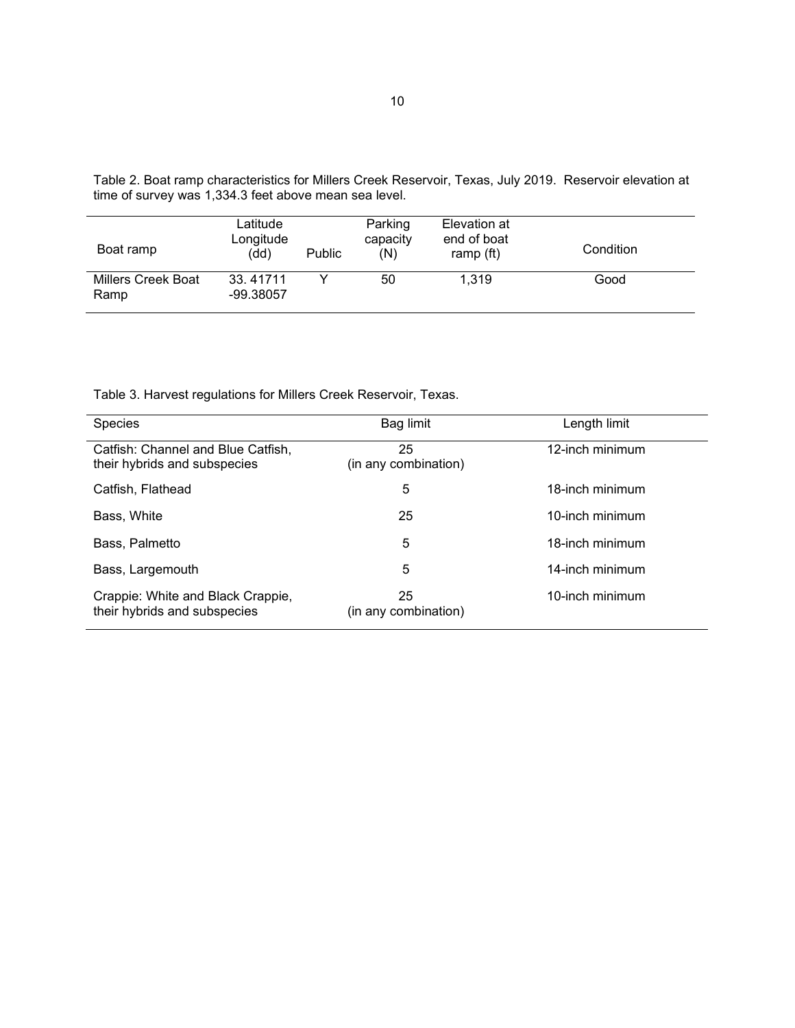Table 2. Boat ramp characteristics for Millers Creek Reservoir, Texas, July 2019. Reservoir elevation at time of survey was 1,334.3 feet above mean sea level.

| Boat ramp | Latitude Longitude (dd) | Public | Parking capacity (N) | Elevation at end of boat ramp (ft) | Condition |
|---|---|---|---|---|---|
| Millers Creek Boat Ramp | 33. 41711 -99.38057 | Y | 50 | 1,319 | Good |

Table 3. Harvest regulations for Millers Creek Reservoir, Texas.

| Species | Bag limit | Length limit |
|---|---|---|
| Catfish: Channel and Blue Catfish, their hybrids and subspecies | 25 (in any combination) | 12-inch minimum |
| Catfish, Flathead | 5 | 18-inch minimum |
| Bass, White | 25 | 10-inch minimum |
| Bass, Palmetto | 5 | 18-inch minimum |
| Bass, Largemouth | 5 | 14-inch minimum |
| Crappie: White and Black Crappie, their hybrids and subspecies | 25 (in any combination) | 10-inch minimum |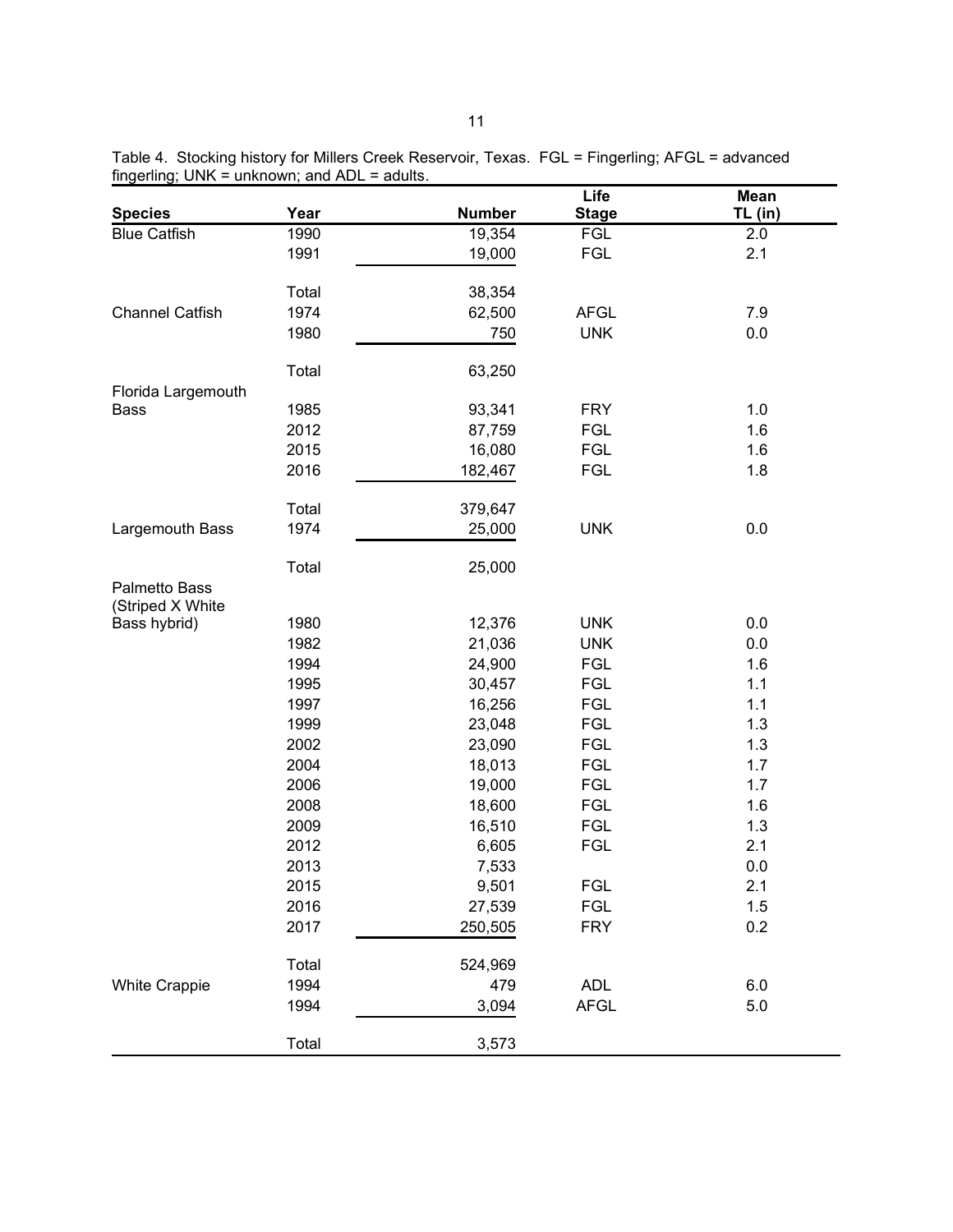Table 4. Stocking history for Millers Creek Reservoir, Texas. FGL = Fingerling; AFGL = advanced fingerling; UNK = unknown; and ADL = adults.

| Species | Year | Number | Life Stage | Mean TL (in) |
|---|---|---|---|---|
| Blue Catfish | 1990 | 19,354 | FGL | 2.0 |
| | 1991 | 19,000 | FGL | 2.1 |
| | Total | 38,354 | | |
| Channel Catfish | 1974 | 62,500 | AFGL | 7.9 |
| | 1980 | 750 | UNK | 0.0 |
| | Total | 63,250 | | |
| Florida Largemouth Bass | 1985 | 93,341 | FRY | 1.0 |
| | 2012 | 87,759 | FGL | 1.6 |
| | 2015 | 16,080 | FGL | 1.6 |
| | 2016 | 182,467 | FGL | 1.8 |
| | Total | 379,647 | | |
| Largemouth Bass | 1974 | 25,000 | UNK | 0.0 |
| | Total | 25,000 | | |
| Palmetto Bass (Striped X White Bass hybrid) | 1980 | 12,376 | UNK | 0.0 |
| | 1982 | 21,036 | UNK | 0.0 |
| | 1994 | 24,900 | FGL | 1.6 |
| | 1995 | 30,457 | FGL | 1.1 |
| | 1997 | 16,256 | FGL | 1.1 |
| | 1999 | 23,048 | FGL | 1.3 |
| | 2002 | 23,090 | FGL | 1.3 |
| | 2004 | 18,013 | FGL | 1.7 |
| | 2006 | 19,000 | FGL | 1.7 |
| | 2008 | 18,600 | FGL | 1.6 |
| | 2009 | 16,510 | FGL | 1.3 |
| | 2012 | 6,605 | FGL | 2.1 |
| | 2013 | 7,533 | | 0.0 |
| | 2015 | 9,501 | FGL | 2.1 |
| | 2016 | 27,539 | FGL | 1.5 |
| | 2017 | 250,505 | FRY | 0.2 |
| | Total | 524,969 | | |
| White Crappie | 1994 | 479 | ADL | 6.0 |
| | 1994 | 3,094 | AFGL | 5.0 |
| | Total | 3,573 | | |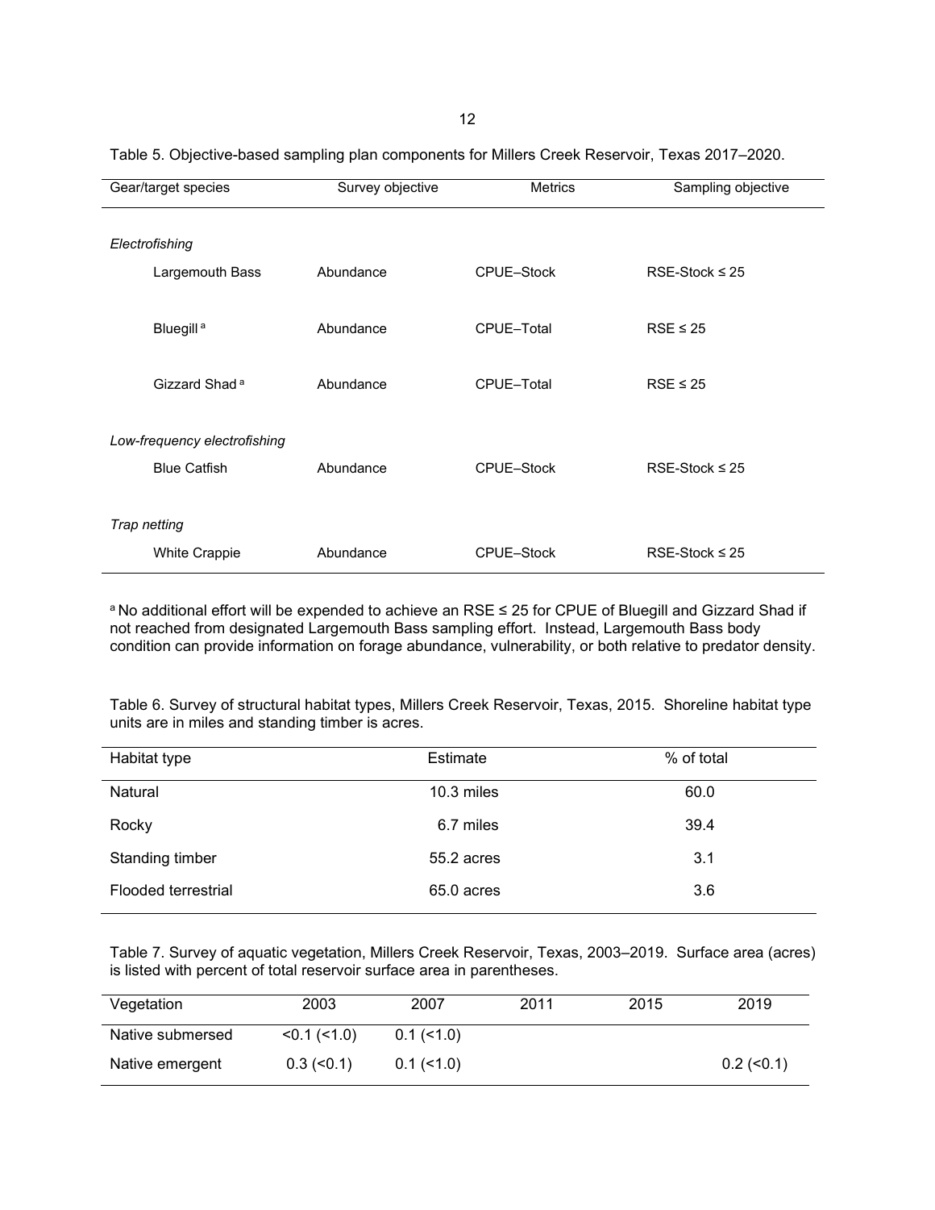Table 5. Objective-based sampling plan components for Millers Creek Reservoir, Texas 2017–2020.

| Gear/target species | Survey objective | Metrics | Sampling objective |
|---|---|---|---|
| *Electrofishing* | | | |
| Largemouth Bass | Abundance | CPUE–Stock | RSE-Stock ≤ 25 |
| Bluegill [a] | Abundance | CPUE–Total | RSE ≤ 25 |
| Gizzard Shad [a] | Abundance | CPUE–Total | RSE ≤ 25 |
| *Low-frequency electrofishing* | | | |
| Blue Catfish | Abundance | CPUE–Stock | RSE-Stock ≤ 25 |
| *Trap netting* | | | |
| White Crappie | Abundance | CPUE–Stock | RSE-Stock ≤ 25 |

[a] No additional effort will be expended to achieve an RSE ≤ 25 for CPUE of Bluegill and Gizzard Shad if not reached from designated Largemouth Bass sampling effort. Instead, Largemouth Bass body condition can provide information on forage abundance, vulnerability, or both relative to predator density.

Table 6. Survey of structural habitat types, Millers Creek Reservoir, Texas, 2015. Shoreline habitat type units are in miles and standing timber is acres.

| Habitat type | Estimate | % of total |
|---|---|---|
| Natural | 10.3 miles | 60.0 |
| Rocky | 6.7 miles | 39.4 |
| Standing timber | 55.2 acres | 3.1 |
| Flooded terrestrial | 65.0 acres | 3.6 |

Table 7. Survey of aquatic vegetation, Millers Creek Reservoir, Texas, 2003–2019. Surface area (acres) is listed with percent of total reservoir surface area in parentheses.

| Vegetation | 2003 | 2007 | 2011 | 2015 | 2019 |
|---|---|---|---|---|---|
| Native submersed | <0.1 (<1.0) | 0.1 (<1.0) | | | |
| Native emergent | 0.3 (<0.1) | 0.1 (<1.0) | | | 0.2 (<0.1) |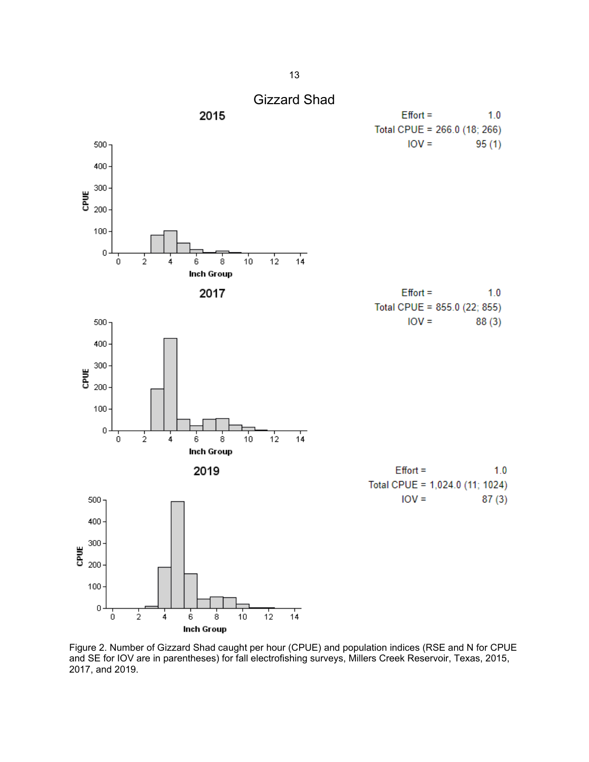## Gizzard Shad

**2015**

Effort = 1.0
Total CPUE = 266.0 (18; 266)
IOV = 95 (1)

**2017**

Effort = 1.0
Total CPUE = 855.0 (22; 855)
IOV = 88 (3)

**2019**

Effort = 1.0
Total CPUE = 1,024.0 (11; 1024)
IOV = 87 (3)

Figure 2. Number of Gizzard Shad caught per hour (CPUE) and population indices (RSE and N for CPUE and SE for IOV are in parentheses) for fall electrofishing surveys, Millers Creek Reservoir, Texas, 2015, 2017, and 2019.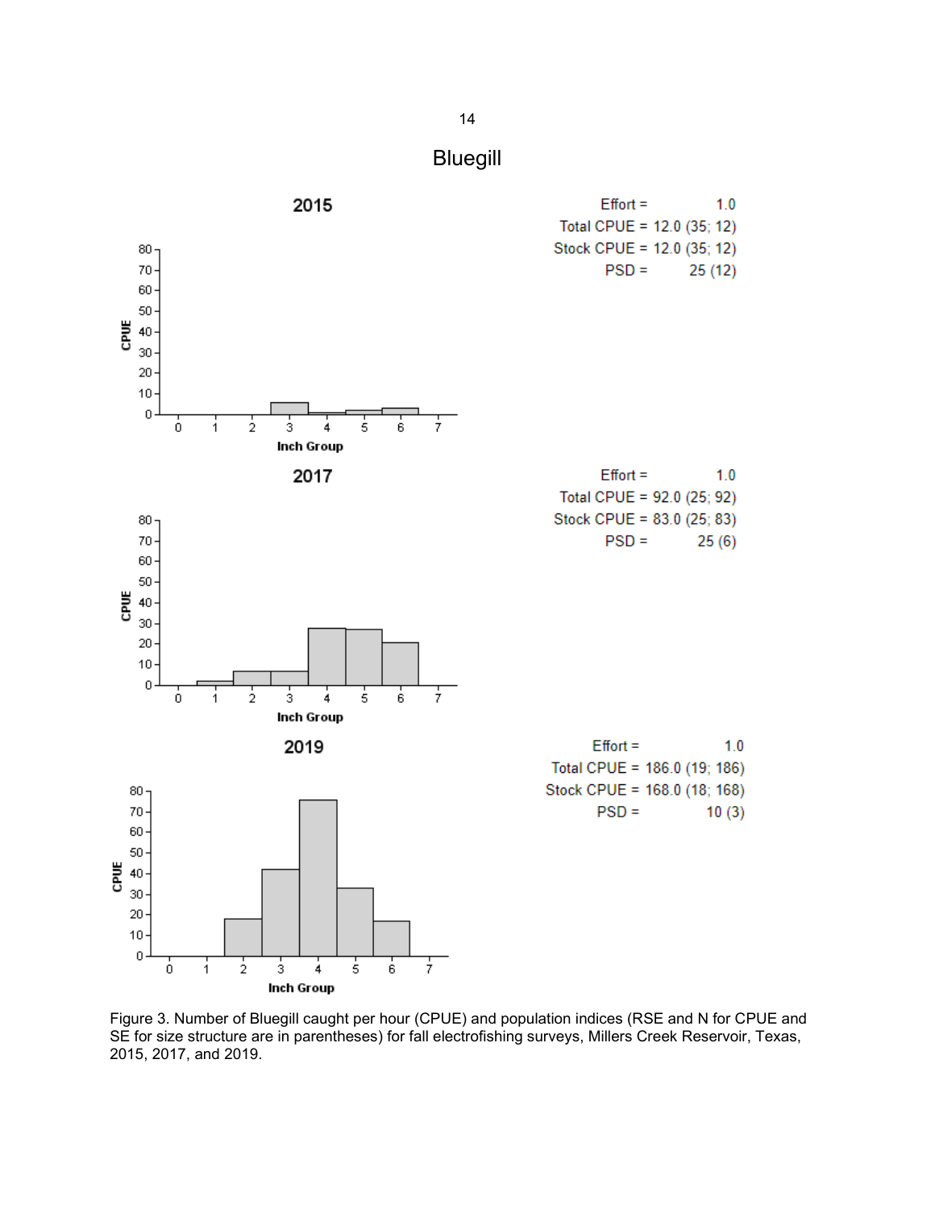# Bluegill

**2015**

Effort = 1.0
Total CPUE = 12.0 (35; 12)
Stock CPUE = 12.0 (35; 12)
PSD = 25 (12)

**2017**

Effort = 1.0
Total CPUE = 92.0 (25; 92)
Stock CPUE = 83.0 (25; 83)
PSD = 25 (6)

**2019**

Effort = 1.0
Total CPUE = 186.0 (19; 186)
Stock CPUE = 168.0 (18; 168)
PSD = 10 (3)

Figure 3. Number of Bluegill caught per hour (CPUE) and population indices (RSE and N for CPUE and SE for size structure are in parentheses) for fall electrofishing surveys, Millers Creek Reservoir, Texas, 2015, 2017, and 2019.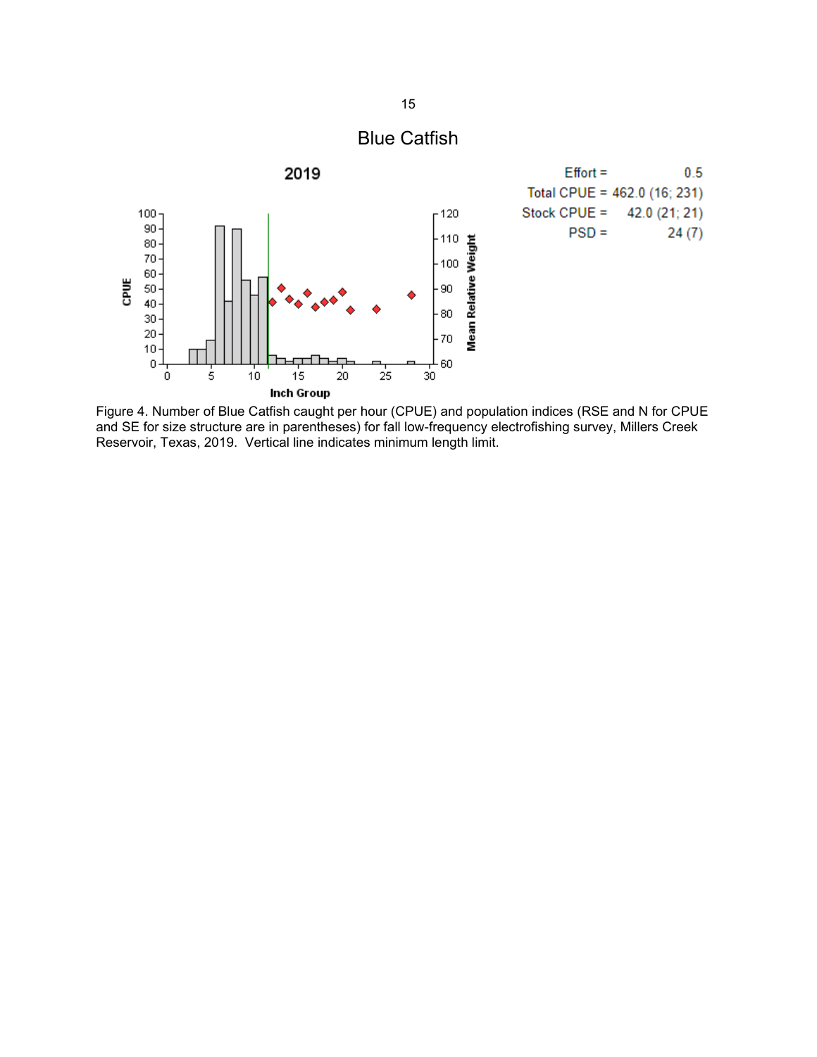# Blue Catfish

| | |
|---|---|
| Effort = | 0.5 |
| Total CPUE = | 462.0 (16; 231) |
| Stock CPUE = | 42.0 (21; 21) |
| PSD = | 24 (7) |

Figure 4. Number of Blue Catfish caught per hour (CPUE) and population indices (RSE and N for CPUE and SE for size structure are in parentheses) for fall low-frequency electrofishing survey, Millers Creek Reservoir, Texas, 2019. Vertical line indicates minimum length limit.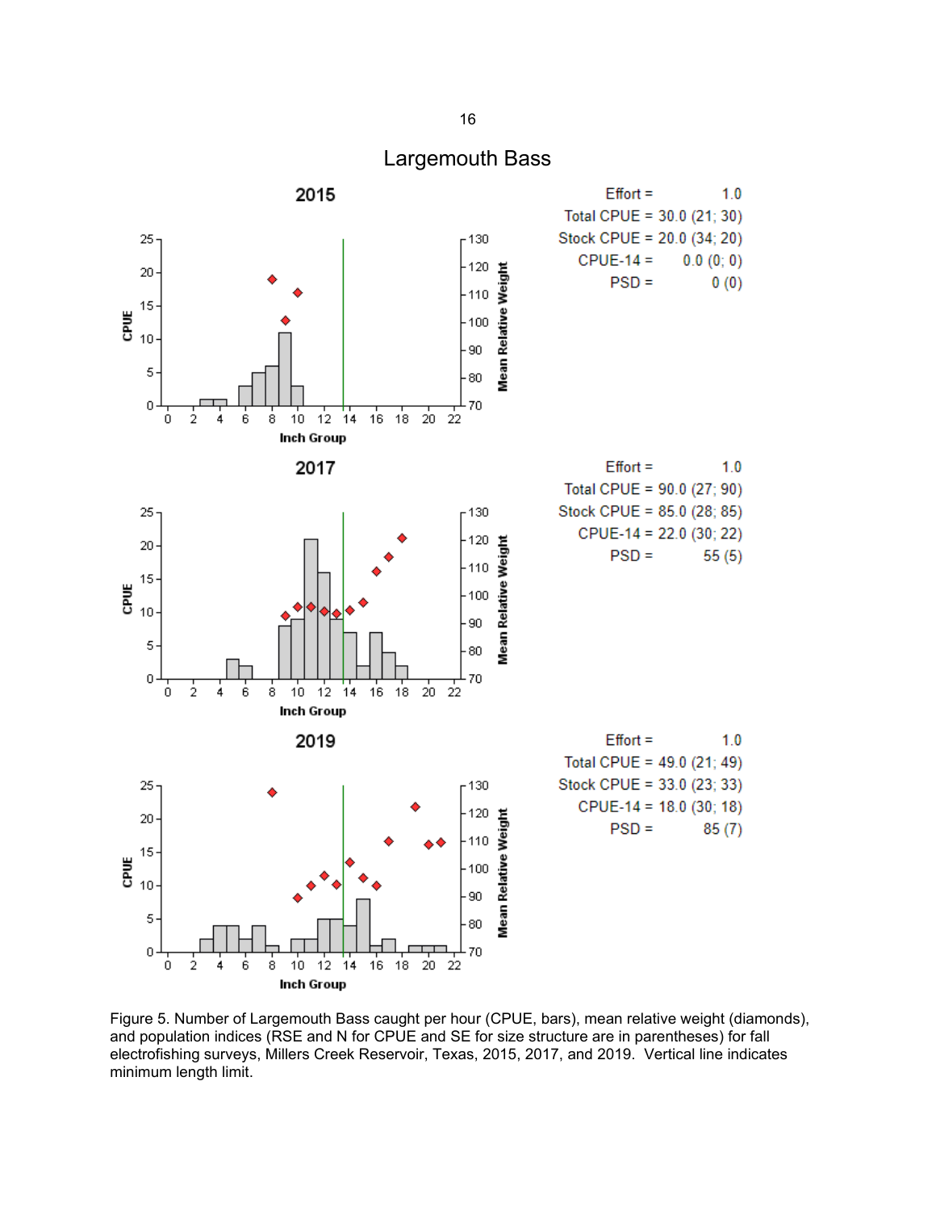# Largemouth Bass

## 2015

| | |
|---|---|
| Effort = | 1.0 |
| Total CPUE = | 30.0 (21; 30) |
| Stock CPUE = | 20.0 (34; 20) |
| CPUE-14 = | 0.0 (0; 0) |
| PSD = | 0 (0) |

## 2017

| | |
|---|---|
| Effort = | 1.0 |
| Total CPUE = | 90.0 (27; 90) |
| Stock CPUE = | 85.0 (28; 85) |
| CPUE-14 = | 22.0 (30; 22) |
| PSD = | 55 (5) |

## 2019

| | |
|---|---|
| Effort = | 1.0 |
| Total CPUE = | 49.0 (21; 49) |
| Stock CPUE = | 33.0 (23; 33) |
| CPUE-14 = | 18.0 (30; 18) |
| PSD = | 85 (7) |

Figure 5. Number of Largemouth Bass caught per hour (CPUE, bars), mean relative weight (diamonds), and population indices (RSE and N for CPUE and SE for size structure are in parentheses) for fall electrofishing surveys, Millers Creek Reservoir, Texas, 2015, 2017, and 2019. Vertical line indicates minimum length limit.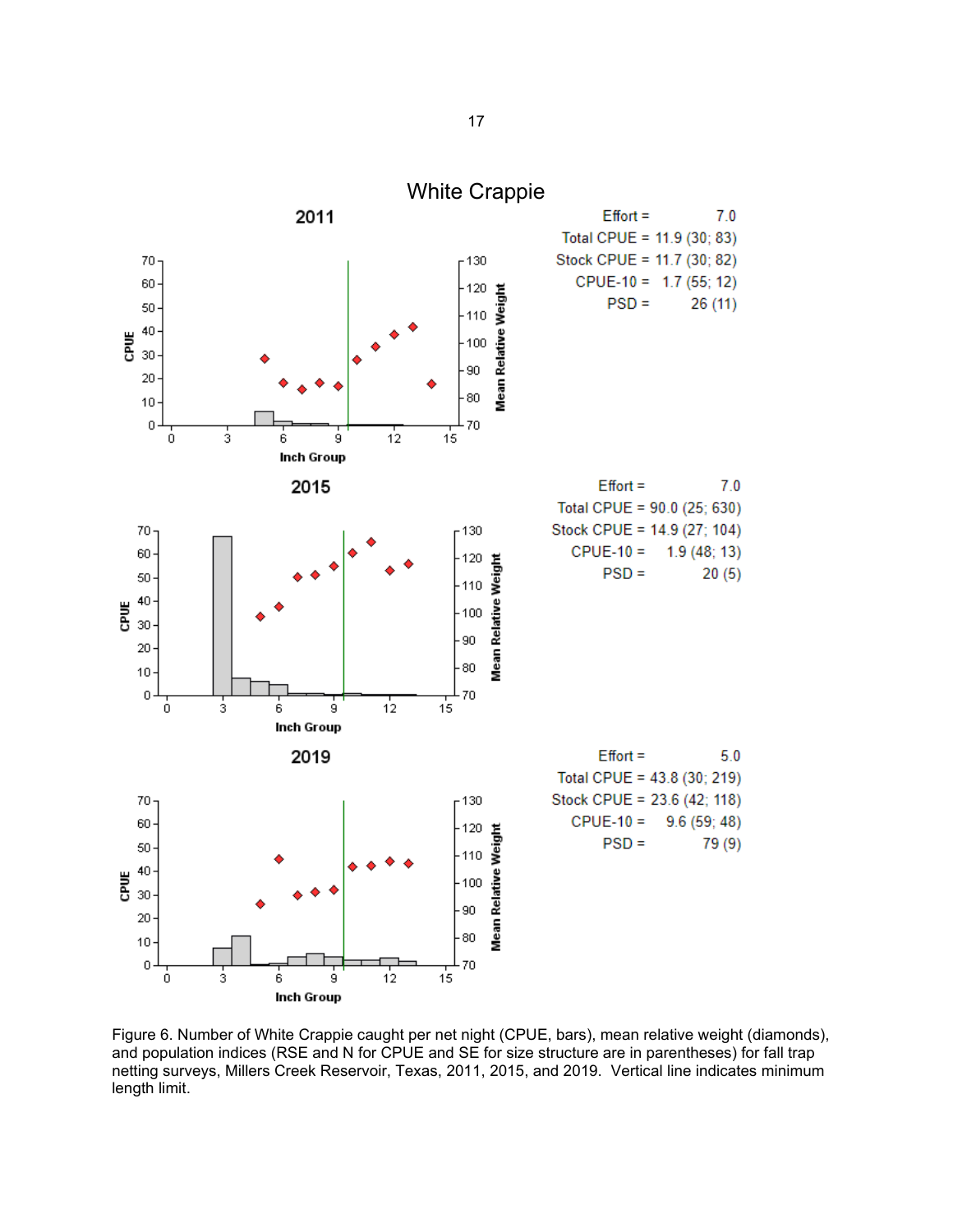White Crappie

**2011**

| | |
|---|---|
| Effort = | 7.0 |
| Total CPUE = | 11.9 (30; 83) |
| Stock CPUE = | 11.7 (30; 82) |
| CPUE-10 = | 1.7 (55; 12) |
| PSD = | 26 (11) |

**2015**

| | |
|---|---|
| Effort = | 7.0 |
| Total CPUE = | 90.0 (25; 630) |
| Stock CPUE = | 14.9 (27; 104) |
| CPUE-10 = | 1.9 (48; 13) |
| PSD = | 20 (5) |

**2019**

| | |
|---|---|
| Effort = | 5.0 |
| Total CPUE = | 43.8 (30; 219) |
| Stock CPUE = | 23.6 (42; 118) |
| CPUE-10 = | 9.6 (59; 48) |
| PSD = | 79 (9) |

Figure 6. Number of White Crappie caught per net night (CPUE, bars), mean relative weight (diamonds), and population indices (RSE and N for CPUE and SE for size structure are in parentheses) for fall trap netting surveys, Millers Creek Reservoir, Texas, 2011, 2015, and 2019. Vertical line indicates minimum length limit.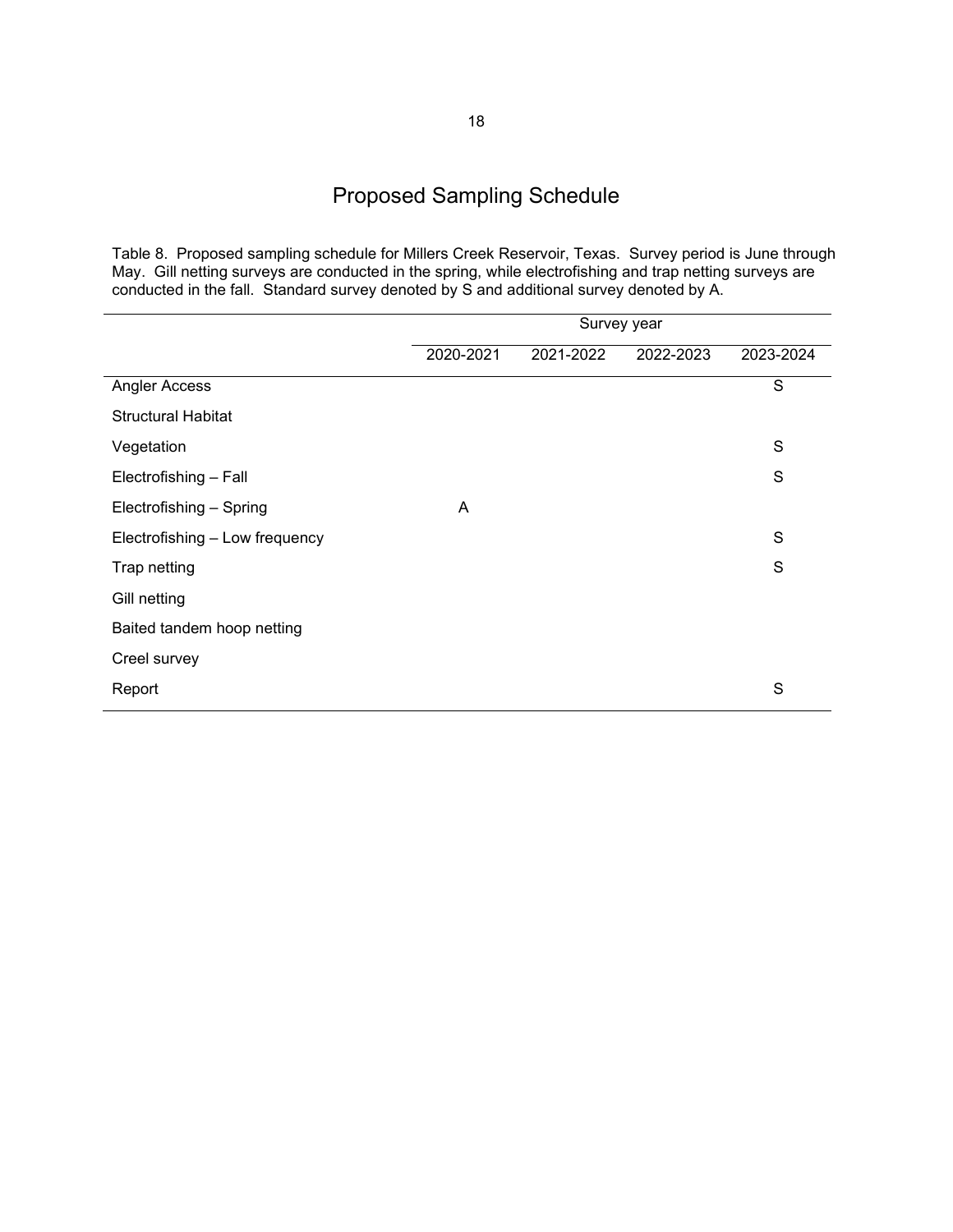# Proposed Sampling Schedule

Table 8. Proposed sampling schedule for Millers Creek Reservoir, Texas. Survey period is June through May. Gill netting surveys are conducted in the spring, while electrofishing and trap netting surveys are conducted in the fall. Standard survey denoted by S and additional survey denoted by A.

| | Survey year | | | |
|---|---|---|---|---|
| | 2020-2021 | 2021-2022 | 2022-2023 | 2023-2024 |
| Angler Access | | | | S |
| Structural Habitat | | | | |
| Vegetation | | | | S |
| Electrofishing – Fall | | | | S |
| Electrofishing – Spring | A | | | |
| Electrofishing – Low frequency | | | | S |
| Trap netting | | | | S |
| Gill netting | | | | |
| Baited tandem hoop netting | | | | |
| Creel survey | | | | |
| Report | | | | S |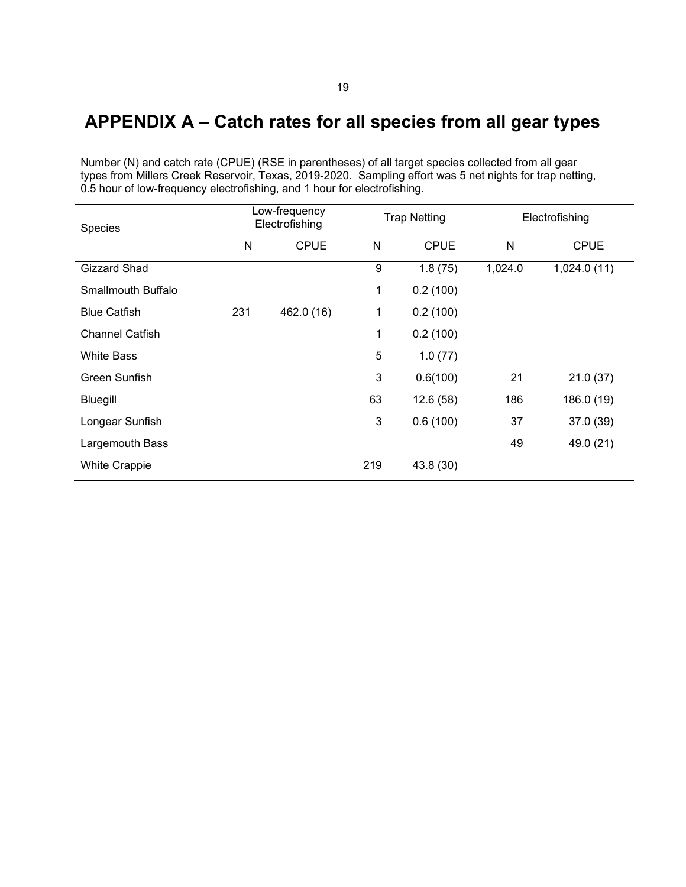# APPENDIX A – Catch rates for all species from all gear types

Number (N) and catch rate (CPUE) (RSE in parentheses) of all target species collected from all gear types from Millers Creek Reservoir, Texas, 2019-2020. Sampling effort was 5 net nights for trap netting, 0.5 hour of low-frequency electrofishing, and 1 hour for electrofishing.

| Species | Low-frequency Electrofishing | | Trap Netting | | Electrofishing | |
|---|---|---|---|---|---|---|
| | N | CPUE | N | CPUE | N | CPUE |
| Gizzard Shad | | | 9 | 1.8 (75) | 1,024.0 | 1,024.0 (11) |
| Smallmouth Buffalo | | | 1 | 0.2 (100) | | |
| Blue Catfish | 231 | 462.0 (16) | 1 | 0.2 (100) | | |
| Channel Catfish | | | 1 | 0.2 (100) | | |
| White Bass | | | 5 | 1.0 (77) | | |
| Green Sunfish | | | 3 | 0.6(100) | 21 | 21.0 (37) |
| Bluegill | | | 63 | 12.6 (58) | 186 | 186.0 (19) |
| Longear Sunfish | | | 3 | 0.6 (100) | 37 | 37.0 (39) |
| Largemouth Bass | | | | | 49 | 49.0 (21) |
| White Crappie | | | 219 | 43.8 (30) | | |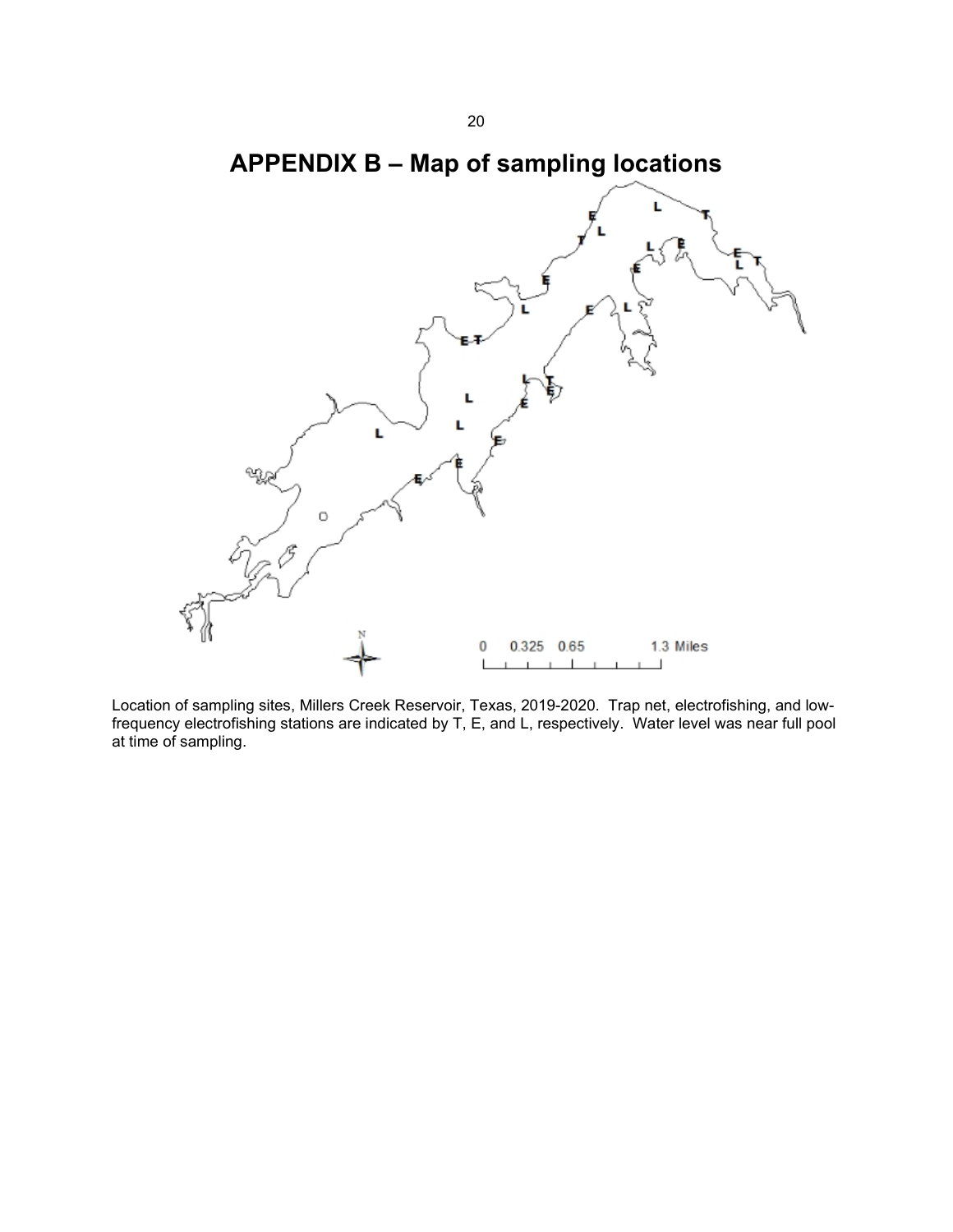# APPENDIX B – Map of sampling locations

Location of sampling sites, Millers Creek Reservoir, Texas, 2019-2020. Trap net, electrofishing, and low-frequency electrofishing stations are indicated by T, E, and L, respectively. Water level was near full pool at time of sampling.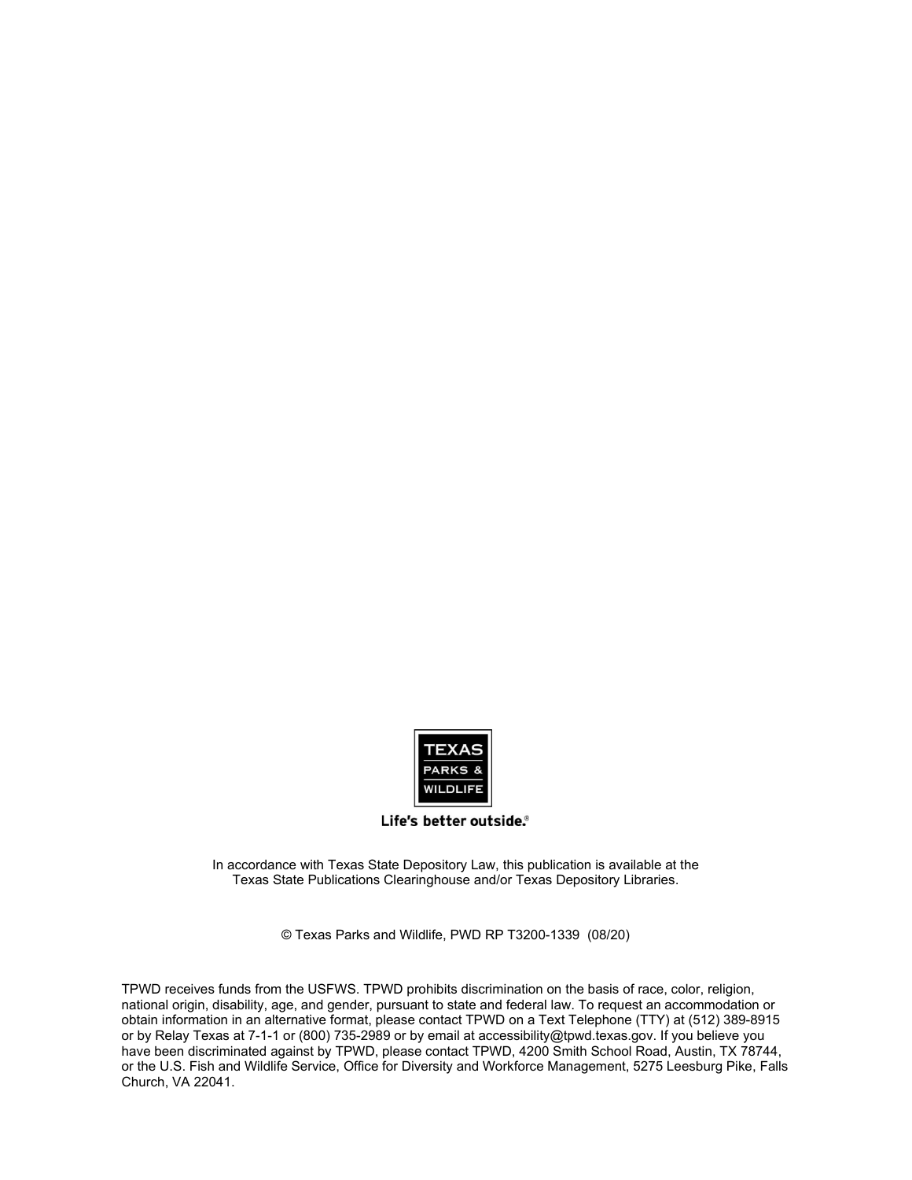TEXAS
PARKS &
WILDLIFE

Life's better outside.®

In accordance with Texas State Depository Law, this publication is available at the Texas State Publications Clearinghouse and/or Texas Depository Libraries.

© Texas Parks and Wildlife, PWD RP T3200-1339 (08/20)

TPWD receives funds from the USFWS. TPWD prohibits discrimination on the basis of race, color, religion, national origin, disability, age, and gender, pursuant to state and federal law. To request an accommodation or obtain information in an alternative format, please contact TPWD on a Text Telephone (TTY) at (512) 389-8915 or by Relay Texas at 7-1-1 or (800) 735-2989 or by email at accessibility@tpwd.texas.gov. If you believe you have been discriminated against by TPWD, please contact TPWD, 4200 Smith School Road, Austin, TX 78744, or the U.S. Fish and Wildlife Service, Office for Diversity and Workforce Management, 5275 Leesburg Pike, Falls Church, VA 22041.